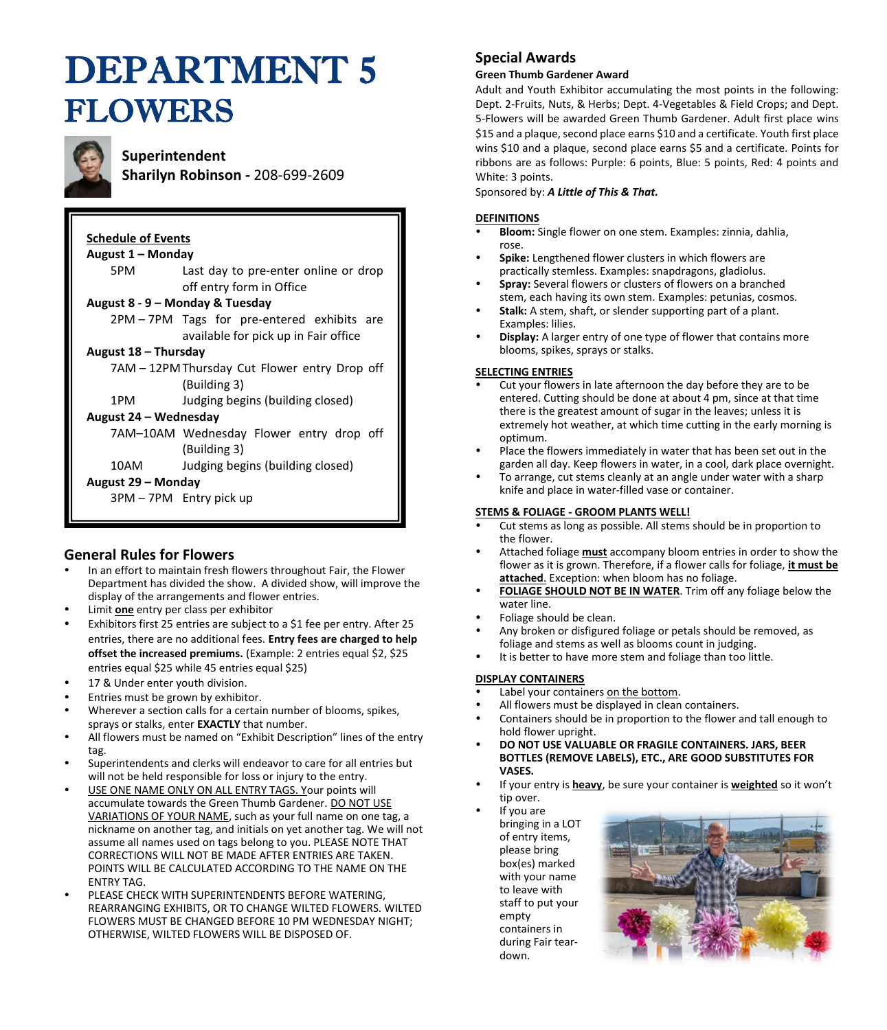# DEPARTMENT 5 FLOWERS

**Superintendent**
**Sharilyn Robinson -** 208-699-2609

**Schedule of Events**

**August 1 – Monday**
5PM Last day to pre-enter online or drop off entry form in Office

**August 8 - 9 – Monday & Tuesday**
2PM – 7PM Tags for pre-entered exhibits are available for pick up in Fair office

**August 18 – Thursday**
7AM – 12PM Thursday Cut Flower entry Drop off (Building 3)
1PM Judging begins (building closed)

**August 24 – Wednesday**
7AM–10AM Wednesday Flower entry drop off (Building 3)
10AM Judging begins (building closed)

**August 29 – Monday**
3PM – 7PM Entry pick up

## General Rules for Flowers

- In an effort to maintain fresh flowers throughout Fair, the Flower Department has divided the show. A divided show, will improve the display of the arrangements and flower entries.
- Limit **one** entry per class per exhibitor
- Exhibitors first 25 entries are subject to a $1 fee per entry. After 25 entries, there are no additional fees. **Entry fees are charged to help offset the increased premiums.** (Example: 2 entries equal $2, $25 entries equal $25 while 45 entries equal $25)
- 17 & Under enter youth division.
- Entries must be grown by exhibitor.
- Wherever a section calls for a certain number of blooms, spikes, sprays or stalks, enter **EXACTLY** that number.
- All flowers must be named on "Exhibit Description" lines of the entry tag.
- Superintendents and clerks will endeavor to care for all entries but will not be held responsible for loss or injury to the entry.
- USE ONE NAME ONLY ON ALL ENTRY TAGS. Your points will accumulate towards the Green Thumb Gardener. DO NOT USE VARIATIONS OF YOUR NAME, such as your full name on one tag, a nickname on another tag, and initials on yet another tag. We will not assume all names used on tags belong to you. PLEASE NOTE THAT CORRECTIONS WILL NOT BE MADE AFTER ENTRIES ARE TAKEN. POINTS WILL BE CALCULATED ACCORDING TO THE NAME ON THE ENTRY TAG.
- PLEASE CHECK WITH SUPERINTENDENTS BEFORE WATERING, REARRANGING EXHIBITS, OR TO CHANGE WILTED FLOWERS. WILTED FLOWERS MUST BE CHANGED BEFORE 10 PM WEDNESDAY NIGHT; OTHERWISE, WILTED FLOWERS WILL BE DISPOSED OF.

## Special Awards

**Green Thumb Gardener Award**

Adult and Youth Exhibitor accumulating the most points in the following: Dept. 2-Fruits, Nuts, & Herbs; Dept. 4-Vegetables & Field Crops; and Dept. 5-Flowers will be awarded Green Thumb Gardener. Adult first place wins $15 and a plaque, second place earns $10 and a certificate. Youth first place wins $10 and a plaque, second place earns $5 and a certificate. Points for ribbons are as follows: Purple: 6 points, Blue: 5 points, Red: 4 points and White: 3 points.

Sponsored by: ***A Little of This & That.***

**DEFINITIONS**

- **Bloom:** Single flower on one stem. Examples: zinnia, dahlia, rose.
- **Spike:** Lengthened flower clusters in which flowers are practically stemless. Examples: snapdragons, gladiolus.
- **Spray:** Several flowers or clusters of flowers on a branched stem, each having its own stem. Examples: petunias, cosmos.
- **Stalk:** A stem, shaft, or slender supporting part of a plant. Examples: lilies.
- **Display:** A larger entry of one type of flower that contains more blooms, spikes, sprays or stalks.

**SELECTING ENTRIES**

- Cut your flowers in late afternoon the day before they are to be entered. Cutting should be done at about 4 pm, since at that time there is the greatest amount of sugar in the leaves; unless it is extremely hot weather, at which time cutting in the early morning is optimum.
- Place the flowers immediately in water that has been set out in the garden all day. Keep flowers in water, in a cool, dark place overnight.
- To arrange, cut stems cleanly at an angle under water with a sharp knife and place in water-filled vase or container.

**STEMS & FOLIAGE - GROOM PLANTS WELL!**

- Cut stems as long as possible. All stems should be in proportion to the flower.
- Attached foliage **must** accompany bloom entries in order to show the flower as it is grown. Therefore, if a flower calls for foliage, **it must be attached**. Exception: when bloom has no foliage.
- **FOLIAGE SHOULD NOT BE IN WATER**. Trim off any foliage below the water line.
- Foliage should be clean.
- Any broken or disfigured foliage or petals should be removed, as foliage and stems as well as blooms count in judging.
- It is better to have more stem and foliage than too little.

**DISPLAY CONTAINERS**

- Label your containers on the bottom.
- All flowers must be displayed in clean containers.
- Containers should be in proportion to the flower and tall enough to hold flower upright.
- **DO NOT USE VALUABLE OR FRAGILE CONTAINERS. JARS, BEER BOTTLES (REMOVE LABELS), ETC., ARE GOOD SUBSTITUTES FOR VASES.**
- If your entry is **heavy**, be sure your container is **weighted** so it won't tip over.
- If you are bringing in a LOT of entry items, please bring box(es) marked with your name to leave with staff to put your empty containers in during Fair tear-down.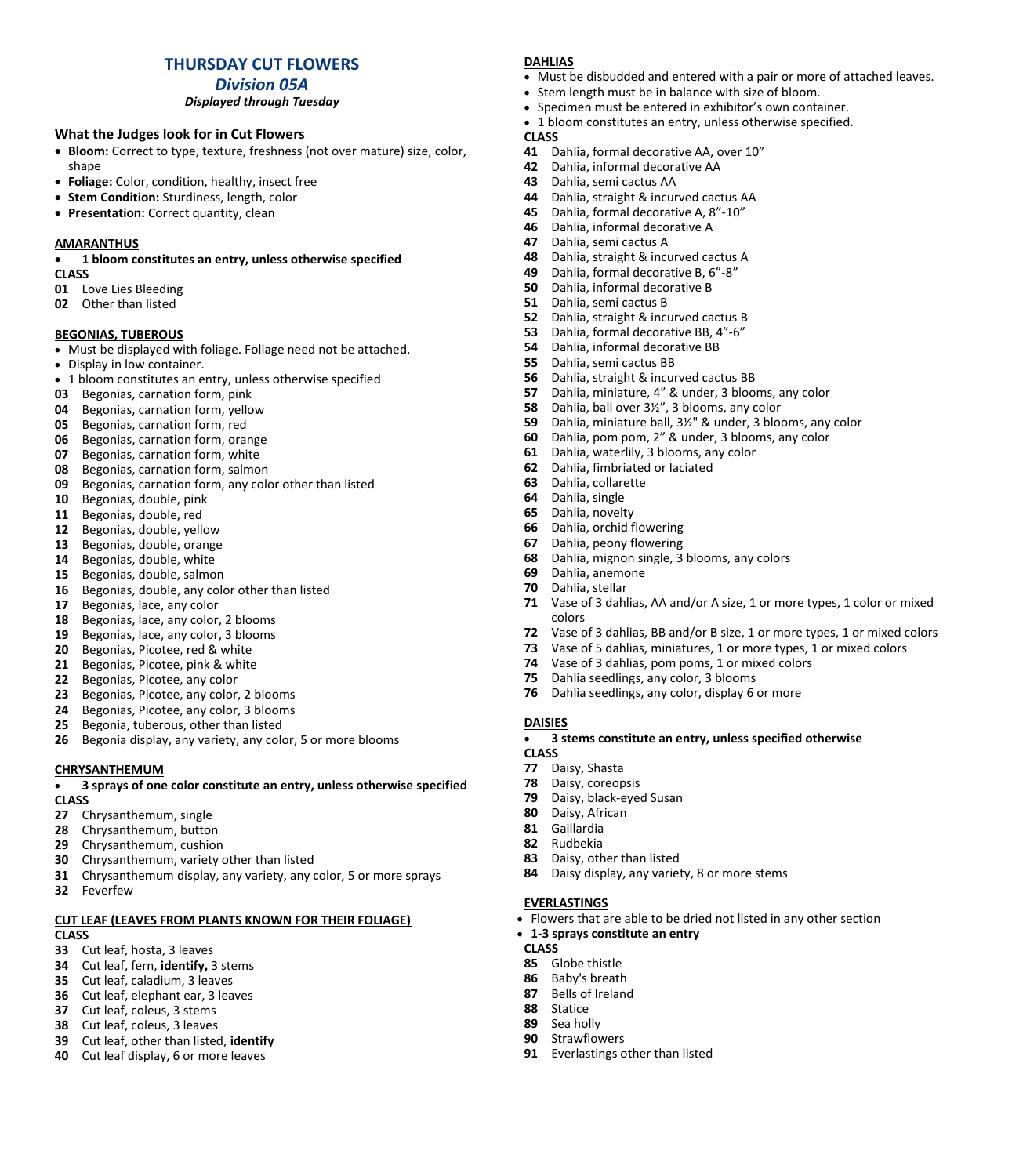## THURSDAY CUT FLOWERS

### *Division 05A*

***Displayed through Tuesday***

### What the Judges look for in Cut Flowers

- **Bloom:** Correct to type, texture, freshness (not over mature) size, color, shape
- **Foliage:** Color, condition, healthy, insect free
- **Stem Condition:** Sturdiness, length, color
- **Presentation:** Correct quantity, clean

**AMARANTHUS**

- **1 bloom constitutes an entry, unless otherwise specified**

**CLASS**

**01** Love Lies Bleeding
**02** Other than listed

**BEGONIAS, TUBEROUS**

- Must be displayed with foliage. Foliage need not be attached.
- Display in low container.
- 1 bloom constitutes an entry, unless otherwise specified

**03** Begonias, carnation form, pink
**04** Begonias, carnation form, yellow
**05** Begonias, carnation form, red
**06** Begonias, carnation form, orange
**07** Begonias, carnation form, white
**08** Begonias, carnation form, salmon
**09** Begonias, carnation form, any color other than listed
**10** Begonias, double, pink
**11** Begonias, double, red
**12** Begonias, double, yellow
**13** Begonias, double, orange
**14** Begonias, double, white
**15** Begonias, double, salmon
**16** Begonias, double, any color other than listed
**17** Begonias, lace, any color
**18** Begonias, lace, any color, 2 blooms
**19** Begonias, lace, any color, 3 blooms
**20** Begonias, Picotee, red & white
**21** Begonias, Picotee, pink & white
**22** Begonias, Picotee, any color
**23** Begonias, Picotee, any color, 2 blooms
**24** Begonias, Picotee, any color, 3 blooms
**25** Begonia, tuberous, other than listed
**26** Begonia display, any variety, any color, 5 or more blooms

**CHRYSANTHEMUM**

- **3 sprays of one color constitute an entry, unless otherwise specified**

**CLASS**

**27** Chrysanthemum, single
**28** Chrysanthemum, button
**29** Chrysanthemum, cushion
**30** Chrysanthemum, variety other than listed
**31** Chrysanthemum display, any variety, any color, 5 or more sprays
**32** Feverfew

**CUT LEAF (LEAVES FROM PLANTS KNOWN FOR THEIR FOLIAGE)**

**CLASS**

**33** Cut leaf, hosta, 3 leaves
**34** Cut leaf, fern, **identify,** 3 stems
**35** Cut leaf, caladium, 3 leaves
**36** Cut leaf, elephant ear, 3 leaves
**37** Cut leaf, coleus, 3 stems
**38** Cut leaf, coleus, 3 leaves
**39** Cut leaf, other than listed, **identify**
**40** Cut leaf display, 6 or more leaves

**DAHLIAS**

- Must be disbudded and entered with a pair or more of attached leaves.
- Stem length must be in balance with size of bloom.
- Specimen must be entered in exhibitor's own container.
- 1 bloom constitutes an entry, unless otherwise specified.

**CLASS**

**41** Dahlia, formal decorative AA, over 10"
**42** Dahlia, informal decorative AA
**43** Dahlia, semi cactus AA
**44** Dahlia, straight & incurved cactus AA
**45** Dahlia, formal decorative A, 8"-10"
**46** Dahlia, informal decorative A
**47** Dahlia, semi cactus A
**48** Dahlia, straight & incurved cactus A
**49** Dahlia, formal decorative B, 6"-8"
**50** Dahlia, informal decorative B
**51** Dahlia, semi cactus B
**52** Dahlia, straight & incurved cactus B
**53** Dahlia, formal decorative BB, 4"-6"
**54** Dahlia, informal decorative BB
**55** Dahlia, semi cactus BB
**56** Dahlia, straight & incurved cactus BB
**57** Dahlia, miniature, 4" & under, 3 blooms, any color
**58** Dahlia, ball over 3½", 3 blooms, any color
**59** Dahlia, miniature ball, 3½" & under, 3 blooms, any color
**60** Dahlia, pom pom, 2" & under, 3 blooms, any color
**61** Dahlia, waterlily, 3 blooms, any color
**62** Dahlia, fimbriated or laciated
**63** Dahlia, collarette
**64** Dahlia, single
**65** Dahlia, novelty
**66** Dahlia, orchid flowering
**67** Dahlia, peony flowering
**68** Dahlia, mignon single, 3 blooms, any colors
**69** Dahlia, anemone
**70** Dahlia, stellar
**71** Vase of 3 dahlias, AA and/or A size, 1 or more types, 1 color or mixed colors
**72** Vase of 3 dahlias, BB and/or B size, 1 or more types, 1 or mixed colors
**73** Vase of 5 dahlias, miniatures, 1 or more types, 1 or mixed colors
**74** Vase of 3 dahlias, pom poms, 1 or mixed colors
**75** Dahlia seedlings, any color, 3 blooms
**76** Dahlia seedlings, any color, display 6 or more

**DAISIES**

- **3 stems constitute an entry, unless specified otherwise**

**CLASS**

**77** Daisy, Shasta
**78** Daisy, coreopsis
**79** Daisy, black-eyed Susan
**80** Daisy, African
**81** Gaillardia
**82** Rudbekia
**83** Daisy, other than listed
**84** Daisy display, any variety, 8 or more stems

**EVERLASTINGS**

- Flowers that are able to be dried not listed in any other section
- **1-3 sprays constitute an entry**

**CLASS**

**85** Globe thistle
**86** Baby's breath
**87** Bells of Ireland
**88** Statice
**89** Sea holly
**90** Strawflowers
**91** Everlastings other than listed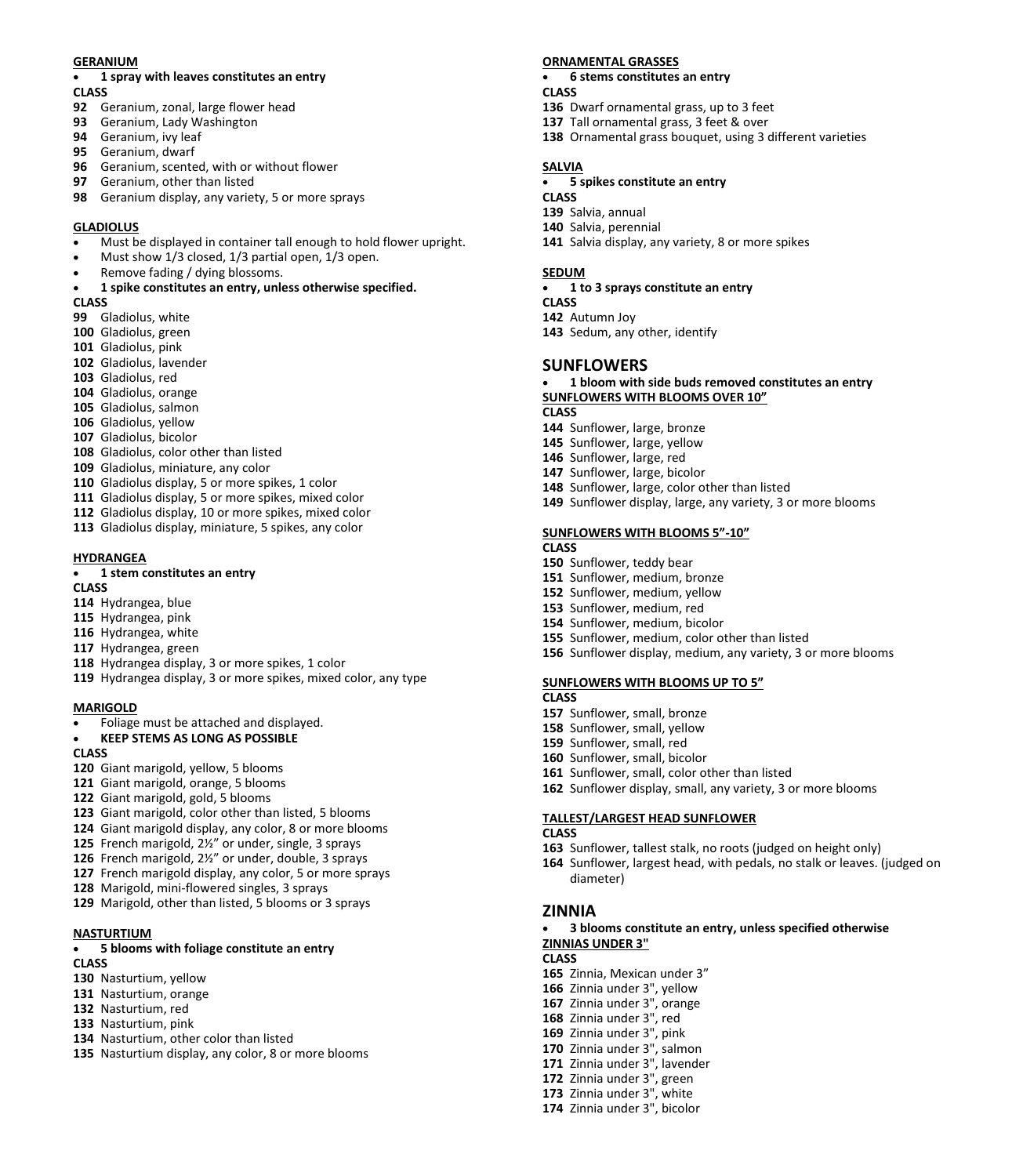### GERANIUM

- **1 spray with leaves constitutes an entry**

**CLASS**

**92** Geranium, zonal, large flower head
**93** Geranium, Lady Washington
**94** Geranium, ivy leaf
**95** Geranium, dwarf
**96** Geranium, scented, with or without flower
**97** Geranium, other than listed
**98** Geranium display, any variety, 5 or more sprays

### GLADIOLUS

- Must be displayed in container tall enough to hold flower upright.
- Must show 1/3 closed, 1/3 partial open, 1/3 open.
- Remove fading / dying blossoms.
- **1 spike constitutes an entry, unless otherwise specified.**

**CLASS**

**99** Gladiolus, white
**100** Gladiolus, green
**101** Gladiolus, pink
**102** Gladiolus, lavender
**103** Gladiolus, red
**104** Gladiolus, orange
**105** Gladiolus, salmon
**106** Gladiolus, yellow
**107** Gladiolus, bicolor
**108** Gladiolus, color other than listed
**109** Gladiolus, miniature, any color
**110** Gladiolus display, 5 or more spikes, 1 color
**111** Gladiolus display, 5 or more spikes, mixed color
**112** Gladiolus display, 10 or more spikes, mixed color
**113** Gladiolus display, miniature, 5 spikes, any color

### HYDRANGEA

- **1 stem constitutes an entry**

**CLASS**

**114** Hydrangea, blue
**115** Hydrangea, pink
**116** Hydrangea, white
**117** Hydrangea, green
**118** Hydrangea display, 3 or more spikes, 1 color
**119** Hydrangea display, 3 or more spikes, mixed color, any type

### MARIGOLD

- Foliage must be attached and displayed.
- **KEEP STEMS AS LONG AS POSSIBLE**

**CLASS**

**120** Giant marigold, yellow, 5 blooms
**121** Giant marigold, orange, 5 blooms
**122** Giant marigold, gold, 5 blooms
**123** Giant marigold, color other than listed, 5 blooms
**124** Giant marigold display, any color, 8 or more blooms
**125** French marigold, 2½" or under, single, 3 sprays
**126** French marigold, 2½" or under, double, 3 sprays
**127** French marigold display, any color, 5 or more sprays
**128** Marigold, mini-flowered singles, 3 sprays
**129** Marigold, other than listed, 5 blooms or 3 sprays

### NASTURTIUM

- **5 blooms with foliage constitute an entry**

**CLASS**

**130** Nasturtium, yellow
**131** Nasturtium, orange
**132** Nasturtium, red
**133** Nasturtium, pink
**134** Nasturtium, other color than listed
**135** Nasturtium display, any color, 8 or more blooms

### ORNAMENTAL GRASSES

- **6 stems constitutes an entry**

**CLASS**

**136** Dwarf ornamental grass, up to 3 feet
**137** Tall ornamental grass, 3 feet & over
**138** Ornamental grass bouquet, using 3 different varieties

### SALVIA

- **5 spikes constitute an entry**

**CLASS**

**139** Salvia, annual
**140** Salvia, perennial
**141** Salvia display, any variety, 8 or more spikes

### SEDUM

- **1 to 3 sprays constitute an entry**

**CLASS**

**142** Autumn Joy
**143** Sedum, any other, identify

## SUNFLOWERS

- **1 bloom with side buds removed constitutes an entry**

### SUNFLOWERS WITH BLOOMS OVER 10"

**CLASS**

**144** Sunflower, large, bronze
**145** Sunflower, large, yellow
**146** Sunflower, large, red
**147** Sunflower, large, bicolor
**148** Sunflower, large, color other than listed
**149** Sunflower display, large, any variety, 3 or more blooms

### SUNFLOWERS WITH BLOOMS 5"-10"

**CLASS**

**150** Sunflower, teddy bear
**151** Sunflower, medium, bronze
**152** Sunflower, medium, yellow
**153** Sunflower, medium, red
**154** Sunflower, medium, bicolor
**155** Sunflower, medium, color other than listed
**156** Sunflower display, medium, any variety, 3 or more blooms

### SUNFLOWERS WITH BLOOMS UP TO 5"

**CLASS**

**157** Sunflower, small, bronze
**158** Sunflower, small, yellow
**159** Sunflower, small, red
**160** Sunflower, small, bicolor
**161** Sunflower, small, color other than listed
**162** Sunflower display, small, any variety, 3 or more blooms

### TALLEST/LARGEST HEAD SUNFLOWER

**CLASS**

**163** Sunflower, tallest stalk, no roots (judged on height only)
**164** Sunflower, largest head, with pedals, no stalk or leaves. (judged on diameter)

## ZINNIA

- **3 blooms constitute an entry, unless specified otherwise**

### ZINNIAS UNDER 3"

**CLASS**

**165** Zinnia, Mexican under 3"
**166** Zinnia under 3", yellow
**167** Zinnia under 3", orange
**168** Zinnia under 3", red
**169** Zinnia under 3", pink
**170** Zinnia under 3", salmon
**171** Zinnia under 3", lavender
**172** Zinnia under 3", green
**173** Zinnia under 3", white
**174** Zinnia under 3", bicolor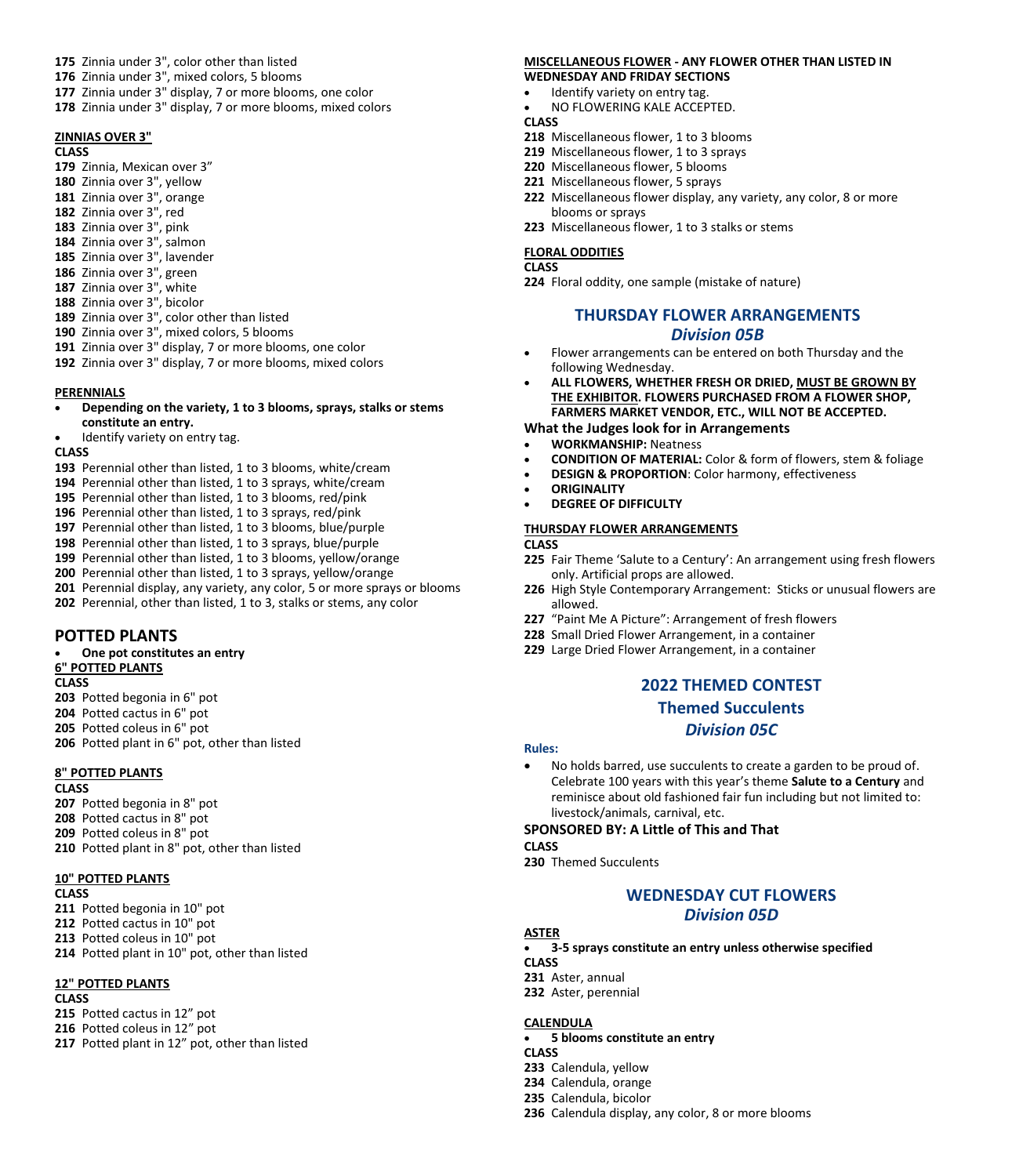**175** Zinnia under 3", color other than listed
**176** Zinnia under 3", mixed colors, 5 blooms
**177** Zinnia under 3" display, 7 or more blooms, one color
**178** Zinnia under 3" display, 7 or more blooms, mixed colors

**ZINNIAS OVER 3"**

**CLASS**

**179** Zinnia, Mexican over 3"
**180** Zinnia over 3", yellow
**181** Zinnia over 3", orange
**182** Zinnia over 3", red
**183** Zinnia over 3", pink
**184** Zinnia over 3", salmon
**185** Zinnia over 3", lavender
**186** Zinnia over 3", green
**187** Zinnia over 3", white
**188** Zinnia over 3", bicolor
**189** Zinnia over 3", color other than listed
**190** Zinnia over 3", mixed colors, 5 blooms
**191** Zinnia over 3" display, 7 or more blooms, one color
**192** Zinnia over 3" display, 7 or more blooms, mixed colors

**PERENNIALS**

- **Depending on the variety, 1 to 3 blooms, sprays, stalks or stems constitute an entry.**
- Identify variety on entry tag.

**CLASS**

**193** Perennial other than listed, 1 to 3 blooms, white/cream
**194** Perennial other than listed, 1 to 3 sprays, white/cream
**195** Perennial other than listed, 1 to 3 blooms, red/pink
**196** Perennial other than listed, 1 to 3 sprays, red/pink
**197** Perennial other than listed, 1 to 3 blooms, blue/purple
**198** Perennial other than listed, 1 to 3 sprays, blue/purple
**199** Perennial other than listed, 1 to 3 blooms, yellow/orange
**200** Perennial other than listed, 1 to 3 sprays, yellow/orange
**201** Perennial display, any variety, any color, 5 or more sprays or blooms
**202** Perennial, other than listed, 1 to 3, stalks or stems, any color

## POTTED PLANTS

- **One pot constitutes an entry**

**6" POTTED PLANTS**

**CLASS**

**203** Potted begonia in 6" pot
**204** Potted cactus in 6" pot
**205** Potted coleus in 6" pot
**206** Potted plant in 6" pot, other than listed

**8" POTTED PLANTS**

**CLASS**

**207** Potted begonia in 8" pot
**208** Potted cactus in 8" pot
**209** Potted coleus in 8" pot
**210** Potted plant in 8" pot, other than listed

**10" POTTED PLANTS**

**CLASS**

**211** Potted begonia in 10" pot
**212** Potted cactus in 10" pot
**213** Potted coleus in 10" pot
**214** Potted plant in 10" pot, other than listed

**12" POTTED PLANTS**

**CLASS**

**215** Potted cactus in 12" pot
**216** Potted coleus in 12" pot
**217** Potted plant in 12" pot, other than listed

**MISCELLANEOUS FLOWER - ANY FLOWER OTHER THAN LISTED IN WEDNESDAY AND FRIDAY SECTIONS**

- Identify variety on entry tag.
- NO FLOWERING KALE ACCEPTED.

**CLASS**

**218** Miscellaneous flower, 1 to 3 blooms
**219** Miscellaneous flower, 1 to 3 sprays
**220** Miscellaneous flower, 5 blooms
**221** Miscellaneous flower, 5 sprays
**222** Miscellaneous flower display, any variety, any color, 8 or more blooms or sprays
**223** Miscellaneous flower, 1 to 3 stalks or stems

**FLORAL ODDITIES**

**CLASS**

**224** Floral oddity, one sample (mistake of nature)

## THURSDAY FLOWER ARRANGEMENTS
### *Division 05B*

- Flower arrangements can be entered on both Thursday and the following Wednesday.
- **ALL FLOWERS, WHETHER FRESH OR DRIED, MUST BE GROWN BY THE EXHIBITOR. FLOWERS PURCHASED FROM A FLOWER SHOP, FARMERS MARKET VENDOR, ETC., WILL NOT BE ACCEPTED.**

**What the Judges look for in Arrangements**

- **WORKMANSHIP:** Neatness
- **CONDITION OF MATERIAL:** Color & form of flowers, stem & foliage
- **DESIGN & PROPORTION**: Color harmony, effectiveness
- **ORIGINALITY**
- **DEGREE OF DIFFICULTY**

**THURSDAY FLOWER ARRANGEMENTS**

**CLASS**

**225** Fair Theme 'Salute to a Century': An arrangement using fresh flowers only. Artificial props are allowed.
**226** High Style Contemporary Arrangement: Sticks or unusual flowers are allowed.
**227** "Paint Me A Picture": Arrangement of fresh flowers
**228** Small Dried Flower Arrangement, in a container
**229** Large Dried Flower Arrangement, in a container

## 2022 THEMED CONTEST
## Themed Succulents
### *Division 05C*

**Rules:**

- No holds barred, use succulents to create a garden to be proud of. Celebrate 100 years with this year's theme **Salute to a Century** and reminisce about old fashioned fair fun including but not limited to: livestock/animals, carnival, etc.

**SPONSORED BY: A Little of This and That**

**CLASS**

**230** Themed Succulents

## WEDNESDAY CUT FLOWERS
### *Division 05D*

**ASTER**

- **3-5 sprays constitute an entry unless otherwise specified**

**CLASS**

**231** Aster, annual
**232** Aster, perennial

**CALENDULA**

- **5 blooms constitute an entry**

**CLASS**

**233** Calendula, yellow
**234** Calendula, orange
**235** Calendula, bicolor
**236** Calendula display, any color, 8 or more blooms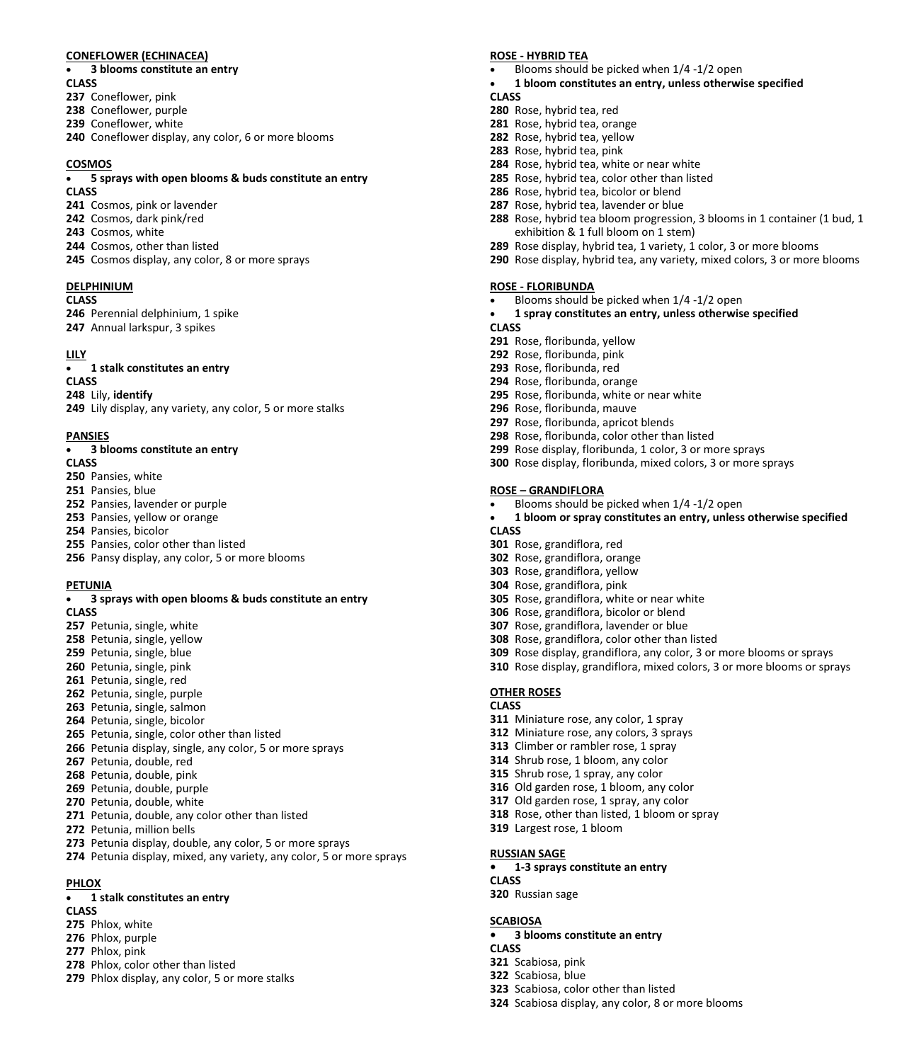**CONEFLOWER (ECHINACEA)**

- **3 blooms constitute an entry**

**CLASS**

**237** Coneflower, pink
**238** Coneflower, purple
**239** Coneflower, white
**240** Coneflower display, any color, 6 or more blooms

**COSMOS**

- **5 sprays with open blooms & buds constitute an entry**

**CLASS**

**241** Cosmos, pink or lavender
**242** Cosmos, dark pink/red
**243** Cosmos, white
**244** Cosmos, other than listed
**245** Cosmos display, any color, 8 or more sprays

**DELPHINIUM**

**CLASS**

**246** Perennial delphinium, 1 spike
**247** Annual larkspur, 3 spikes

**LILY**

- **1 stalk constitutes an entry**

**CLASS**

**248** Lily, **identify**
**249** Lily display, any variety, any color, 5 or more stalks

**PANSIES**

- **3 blooms constitute an entry**

**CLASS**

**250** Pansies, white
**251** Pansies, blue
**252** Pansies, lavender or purple
**253** Pansies, yellow or orange
**254** Pansies, bicolor
**255** Pansies, color other than listed
**256** Pansy display, any color, 5 or more blooms

**PETUNIA**

- **3 sprays with open blooms & buds constitute an entry**

**CLASS**

**257** Petunia, single, white
**258** Petunia, single, yellow
**259** Petunia, single, blue
**260** Petunia, single, pink
**261** Petunia, single, red
**262** Petunia, single, purple
**263** Petunia, single, salmon
**264** Petunia, single, bicolor
**265** Petunia, single, color other than listed
**266** Petunia display, single, any color, 5 or more sprays
**267** Petunia, double, red
**268** Petunia, double, pink
**269** Petunia, double, purple
**270** Petunia, double, white
**271** Petunia, double, any color other than listed
**272** Petunia, million bells
**273** Petunia display, double, any color, 5 or more sprays
**274** Petunia display, mixed, any variety, any color, 5 or more sprays

**PHLOX**

- **1 stalk constitutes an entry**

**CLASS**

**275** Phlox, white
**276** Phlox, purple
**277** Phlox, pink
**278** Phlox, color other than listed
**279** Phlox display, any color, 5 or more stalks

**ROSE - HYBRID TEA**

- Blooms should be picked when 1/4 -1/2 open
- **1 bloom constitutes an entry, unless otherwise specified**

**CLASS**

**280** Rose, hybrid tea, red
**281** Rose, hybrid tea, orange
**282** Rose, hybrid tea, yellow
**283** Rose, hybrid tea, pink
**284** Rose, hybrid tea, white or near white
**285** Rose, hybrid tea, color other than listed
**286** Rose, hybrid tea, bicolor or blend
**287** Rose, hybrid tea, lavender or blue
**288** Rose, hybrid tea bloom progression, 3 blooms in 1 container (1 bud, 1 exhibition & 1 full bloom on 1 stem)
**289** Rose display, hybrid tea, 1 variety, 1 color, 3 or more blooms
**290** Rose display, hybrid tea, any variety, mixed colors, 3 or more blooms

**ROSE - FLORIBUNDA**

- Blooms should be picked when 1/4 -1/2 open
- **1 spray constitutes an entry, unless otherwise specified**

**CLASS**

**291** Rose, floribunda, yellow
**292** Rose, floribunda, pink
**293** Rose, floribunda, red
**294** Rose, floribunda, orange
**295** Rose, floribunda, white or near white
**296** Rose, floribunda, mauve
**297** Rose, floribunda, apricot blends
**298** Rose, floribunda, color other than listed
**299** Rose display, floribunda, 1 color, 3 or more sprays
**300** Rose display, floribunda, mixed colors, 3 or more sprays

**ROSE – GRANDIFLORA**

- Blooms should be picked when 1/4 -1/2 open
- **1 bloom or spray constitutes an entry, unless otherwise specified**

**CLASS**

**301** Rose, grandiflora, red
**302** Rose, grandiflora, orange
**303** Rose, grandiflora, yellow
**304** Rose, grandiflora, pink
**305** Rose, grandiflora, white or near white
**306** Rose, grandiflora, bicolor or blend
**307** Rose, grandiflora, lavender or blue
**308** Rose, grandiflora, color other than listed
**309** Rose display, grandiflora, any color, 3 or more blooms or sprays
**310** Rose display, grandiflora, mixed colors, 3 or more blooms or sprays

**OTHER ROSES**

**CLASS**

**311** Miniature rose, any color, 1 spray
**312** Miniature rose, any colors, 3 sprays
**313** Climber or rambler rose, 1 spray
**314** Shrub rose, 1 bloom, any color
**315** Shrub rose, 1 spray, any color
**316** Old garden rose, 1 bloom, any color
**317** Old garden rose, 1 spray, any color
**318** Rose, other than listed, 1 bloom or spray
**319** Largest rose, 1 bloom

**RUSSIAN SAGE**

- **1-3 sprays constitute an entry**

**CLASS**

**320** Russian sage

**SCABIOSA**

- **3 blooms constitute an entry**

**CLASS**

**321** Scabiosa, pink
**322** Scabiosa, blue
**323** Scabiosa, color other than listed
**324** Scabiosa display, any color, 8 or more blooms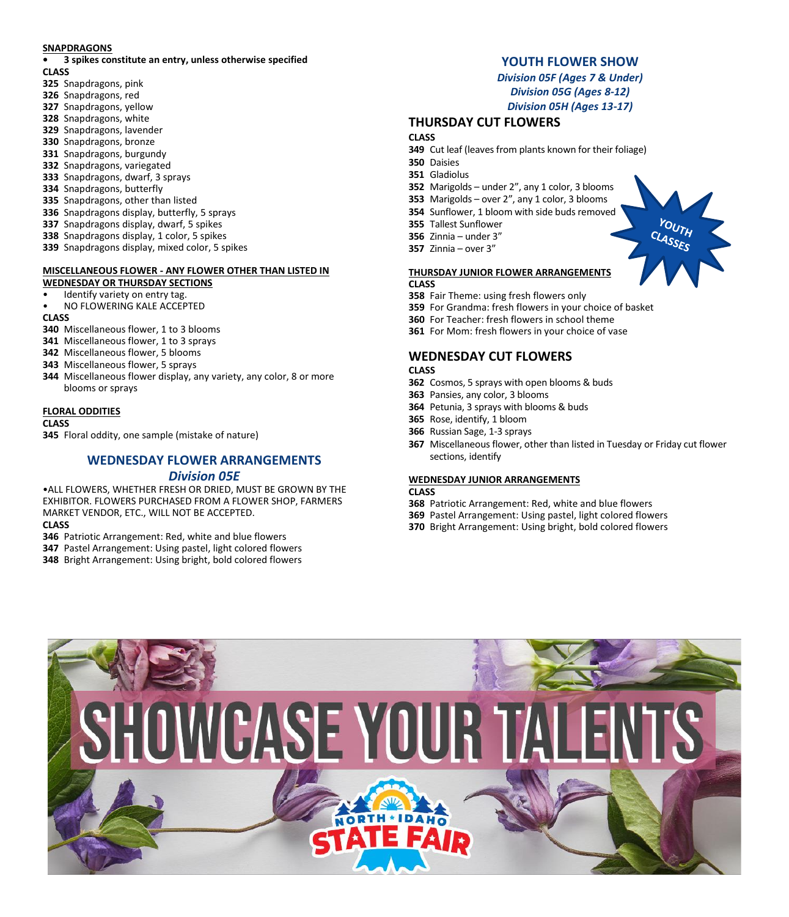**SNAPDRAGONS**

- **3 spikes constitute an entry, unless otherwise specified**

**CLASS**

**325** Snapdragons, pink
**326** Snapdragons, red
**327** Snapdragons, yellow
**328** Snapdragons, white
**329** Snapdragons, lavender
**330** Snapdragons, bronze
**331** Snapdragons, burgundy
**332** Snapdragons, variegated
**333** Snapdragons, dwarf, 3 sprays
**334** Snapdragons, butterfly
**335** Snapdragons, other than listed
**336** Snapdragons display, butterfly, 5 sprays
**337** Snapdragons display, dwarf, 5 spikes
**338** Snapdragons display, 1 color, 5 spikes
**339** Snapdragons display, mixed color, 5 spikes

**MISCELLANEOUS FLOWER - ANY FLOWER OTHER THAN LISTED IN WEDNESDAY OR THURSDAY SECTIONS**

- Identify variety on entry tag.
- NO FLOWERING KALE ACCEPTED

**CLASS**

**340** Miscellaneous flower, 1 to 3 blooms
**341** Miscellaneous flower, 1 to 3 sprays
**342** Miscellaneous flower, 5 blooms
**343** Miscellaneous flower, 5 sprays
**344** Miscellaneous flower display, any variety, any color, 8 or more blooms or sprays

**FLORAL ODDITIES**

**CLASS**

**345** Floral oddity, one sample (mistake of nature)

## WEDNESDAY FLOWER ARRANGEMENTS

### *Division 05E*

•ALL FLOWERS, WHETHER FRESH OR DRIED, MUST BE GROWN BY THE EXHIBITOR. FLOWERS PURCHASED FROM A FLOWER SHOP, FARMERS MARKET VENDOR, ETC., WILL NOT BE ACCEPTED.

**CLASS**

**346** Patriotic Arrangement: Red, white and blue flowers
**347** Pastel Arrangement: Using pastel, light colored flowers
**348** Bright Arrangement: Using bright, bold colored flowers

## YOUTH FLOWER SHOW

*Division 05F (Ages 7 & Under)*
*Division 05G (Ages 8-12)*
*Division 05H (Ages 13-17)*

YOUTH CLASSES

## THURSDAY CUT FLOWERS

**CLASS**

**349** Cut leaf (leaves from plants known for their foliage)
**350** Daisies
**351** Gladiolus
**352** Marigolds – under 2", any 1 color, 3 blooms
**353** Marigolds – over 2", any 1 color, 3 blooms
**354** Sunflower, 1 bloom with side buds removed
**355** Tallest Sunflower
**356** Zinnia – under 3"
**357** Zinnia – over 3"

**THURSDAY JUNIOR FLOWER ARRANGEMENTS**

**CLASS**

**358** Fair Theme: using fresh flowers only
**359** For Grandma: fresh flowers in your choice of basket
**360** For Teacher: fresh flowers in school theme
**361** For Mom: fresh flowers in your choice of vase

## WEDNESDAY CUT FLOWERS

**CLASS**

**362** Cosmos, 5 sprays with open blooms & buds
**363** Pansies, any color, 3 blooms
**364** Petunia, 3 sprays with blooms & buds
**365** Rose, identify, 1 bloom
**366** Russian Sage, 1-3 sprays
**367** Miscellaneous flower, other than listed in Tuesday or Friday cut flower sections, identify

**WEDNESDAY JUNIOR ARRANGEMENTS**

**CLASS**

**368** Patriotic Arrangement: Red, white and blue flowers
**369** Pastel Arrangement: Using pastel, light colored flowers
**370** Bright Arrangement: Using bright, bold colored flowers

SHOWCASE YOUR TALENTS

NORTH IDAHO STATE FAIR